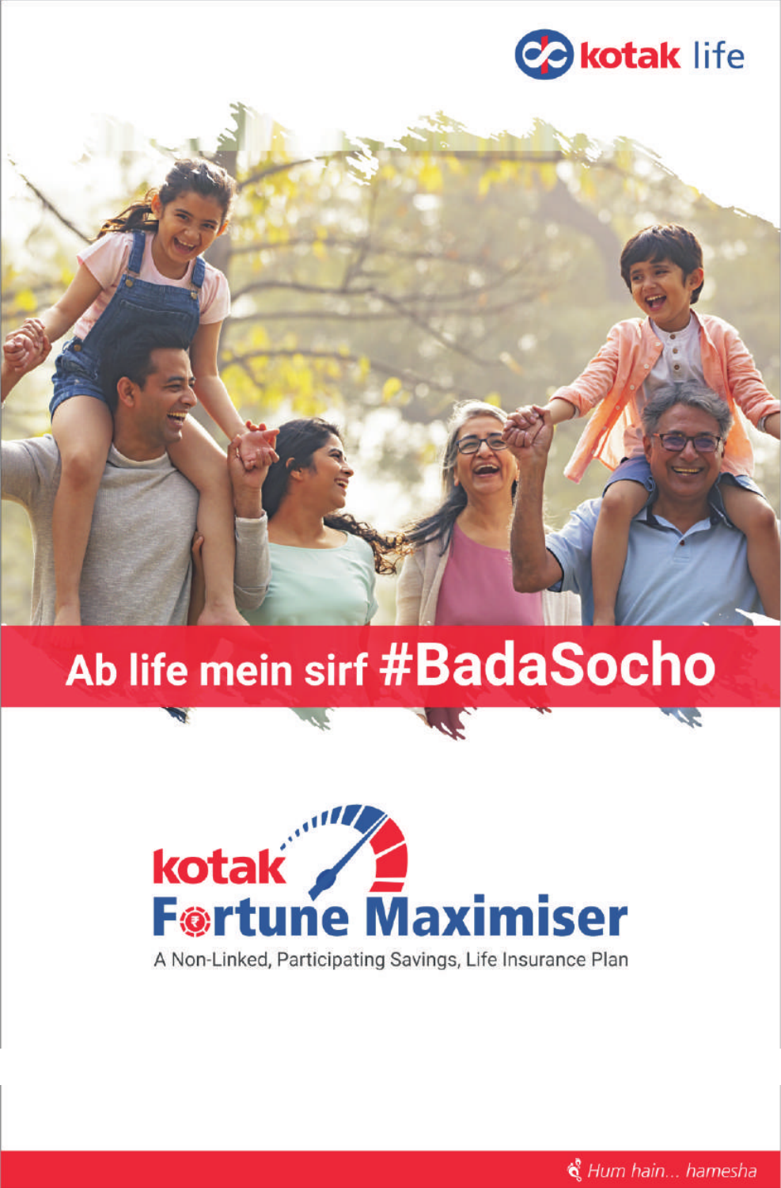kotak life

# Ab life mein sirf #BadaSocho

# kotak Fortune Maximiser

A Non-Linked, Participating Savings, Life Insurance Plan

*Hum hain... hamesha*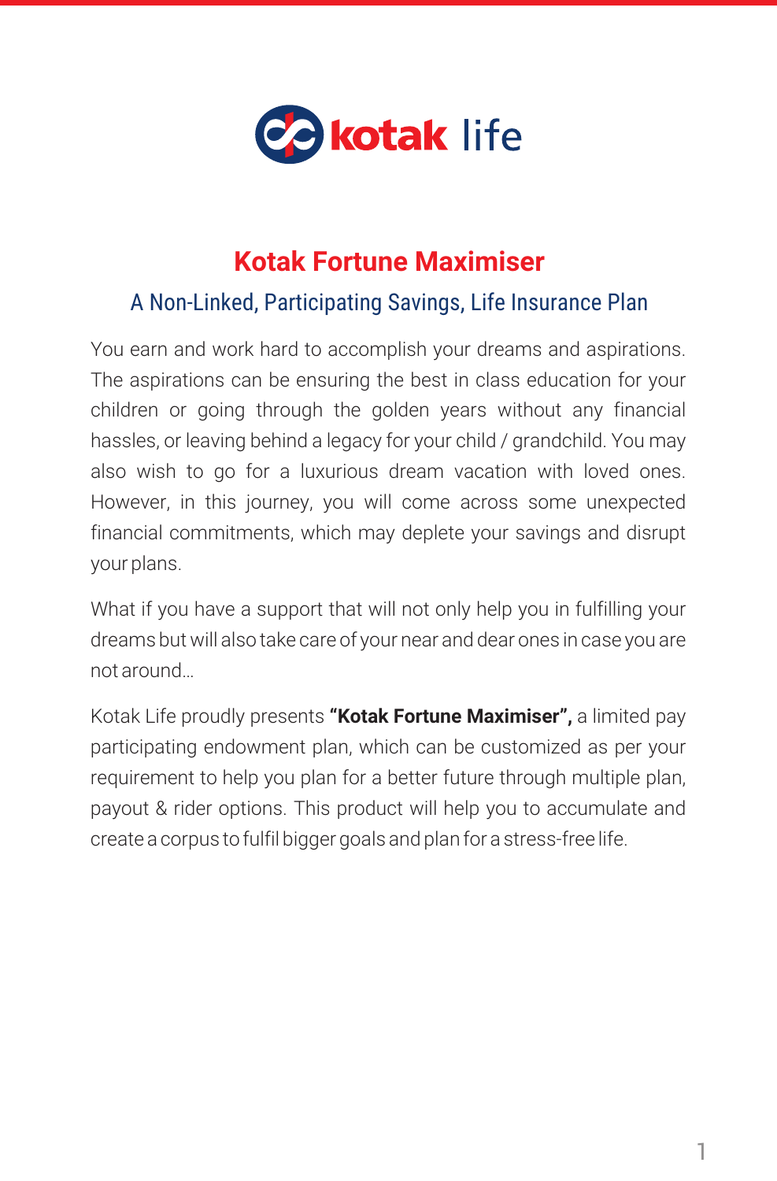# Kotak Fortune Maximiser

## A Non-Linked, Participating Savings, Life Insurance Plan

You earn and work hard to accomplish your dreams and aspirations. The aspirations can be ensuring the best in class education for your children or going through the golden years without any financial hassles, or leaving behind a legacy for your child / grandchild. You may also wish to go for a luxurious dream vacation with loved ones. However, in this journey, you will come across some unexpected financial commitments, which may deplete your savings and disrupt your plans.

What if you have a support that will not only help you in fulfilling your dreams but will also take care of your near and dear ones in case you are not around...

Kotak Life proudly presents **"Kotak Fortune Maximiser",** a limited pay participating endowment plan, which can be customized as per your requirement to help you plan for a better future through multiple plan, payout & rider options. This product will help you to accumulate and create a corpus to fulfil bigger goals and plan for a stress-free life.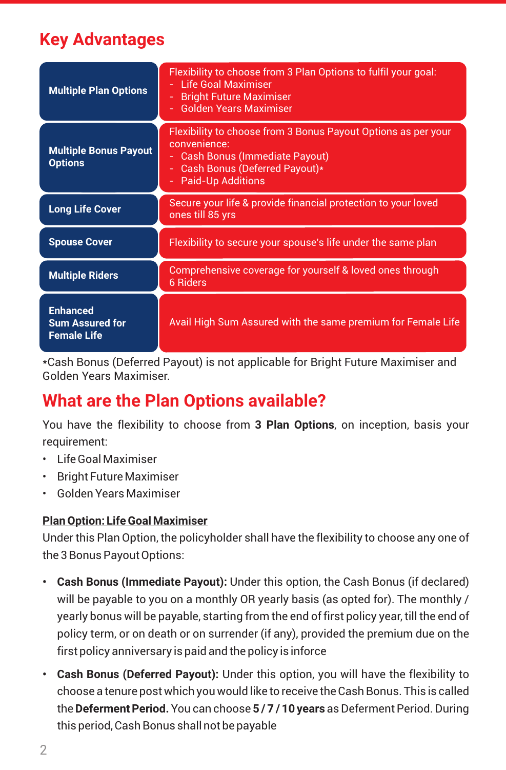## Key Advantages

| | |
|---|---|
| **Multiple Plan Options** | Flexibility to choose from 3 Plan Options to fulfil your goal:<br>- Life Goal Maximiser<br>- Bright Future Maximiser<br>- Golden Years Maximiser |
| **Multiple Bonus Payout Options** | Flexibility to choose from 3 Bonus Payout Options as per your convenience:<br>- Cash Bonus (Immediate Payout)<br>- Cash Bonus (Deferred Payout)*<br>- Paid-Up Additions |
| **Long Life Cover** | Secure your life & provide financial protection to your loved ones till 85 yrs |
| **Spouse Cover** | Flexibility to secure your spouse's life under the same plan |
| **Multiple Riders** | Comprehensive coverage for yourself & loved ones through 6 Riders |
| **Enhanced Sum Assured for Female Life** | Avail High Sum Assured with the same premium for Female Life |

*Cash Bonus (Deferred Payout) is not applicable for Bright Future Maximiser and Golden Years Maximiser.

## What are the Plan Options available?

You have the flexibility to choose from **3 Plan Options**, on inception, basis your requirement:

- Life Goal Maximiser
- Bright Future Maximiser
- Golden Years Maximiser

**Plan Option: Life Goal Maximiser**

Under this Plan Option, the policyholder shall have the flexibility to choose any one of the 3 Bonus Payout Options:

- **Cash Bonus (Immediate Payout):** Under this option, the Cash Bonus (if declared) will be payable to you on a monthly OR yearly basis (as opted for). The monthly / yearly bonus will be payable, starting from the end of first policy year, till the end of policy term, or on death or on surrender (if any), provided the premium due on the first policy anniversary is paid and the policy is inforce
- **Cash Bonus (Deferred Payout):** Under this option, you will have the flexibility to choose a tenure post which you would like to receive the Cash Bonus. This is called the **Deferment Period.** You can choose **5 / 7 / 10 years** as Deferment Period. During this period, Cash Bonus shall not be payable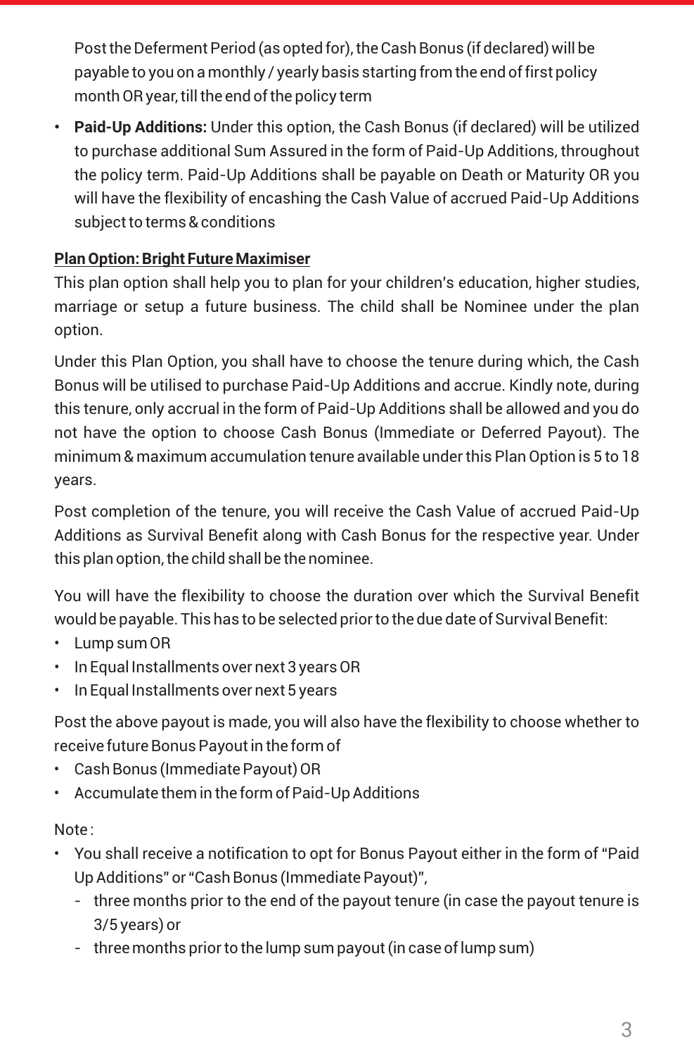Post the Deferment Period (as opted for), the Cash Bonus (if declared) will be payable to you on a monthly / yearly basis starting from the end of first policy month OR year, till the end of the policy term

- **Paid-Up Additions:** Under this option, the Cash Bonus (if declared) will be utilized to purchase additional Sum Assured in the form of Paid-Up Additions, throughout the policy term. Paid-Up Additions shall be payable on Death or Maturity OR you will have the flexibility of encashing the Cash Value of accrued Paid-Up Additions subject to terms & conditions

**Plan Option: Bright Future Maximiser**

This plan option shall help you to plan for your children's education, higher studies, marriage or setup a future business. The child shall be Nominee under the plan option.

Under this Plan Option, you shall have to choose the tenure during which, the Cash Bonus will be utilised to purchase Paid-Up Additions and accrue. Kindly note, during this tenure, only accrual in the form of Paid-Up Additions shall be allowed and you do not have the option to choose Cash Bonus (Immediate or Deferred Payout). The minimum & maximum accumulation tenure available under this Plan Option is 5 to 18 years.

Post completion of the tenure, you will receive the Cash Value of accrued Paid-Up Additions as Survival Benefit along with Cash Bonus for the respective year. Under this plan option, the child shall be the nominee.

You will have the flexibility to choose the duration over which the Survival Benefit would be payable. This has to be selected prior to the due date of Survival Benefit:

- Lump sum OR
- In Equal Installments over next 3 years OR
- In Equal Installments over next 5 years

Post the above payout is made, you will also have the flexibility to choose whether to receive future Bonus Payout in the form of

- Cash Bonus (Immediate Payout) OR
- Accumulate them in the form of Paid-Up Additions

Note :

- You shall receive a notification to opt for Bonus Payout either in the form of "Paid Up Additions" or "Cash Bonus (Immediate Payout)",
  - three months prior to the end of the payout tenure (in case the payout tenure is 3/5 years) or
  - three months prior to the lump sum payout (in case of lump sum)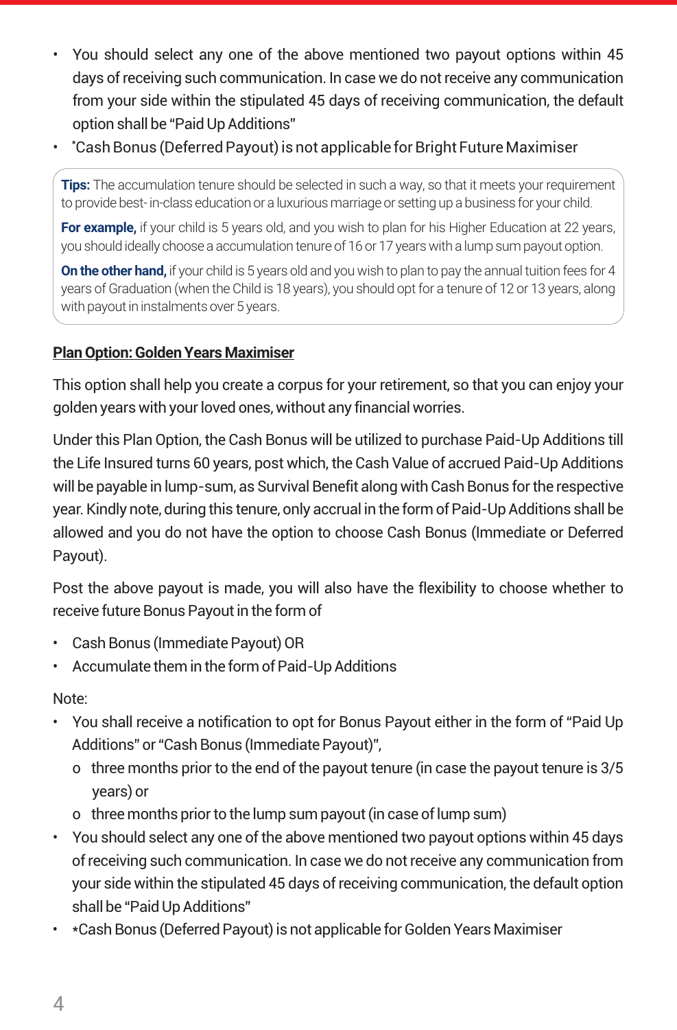- You should select any one of the above mentioned two payout options within 45 days of receiving such communication. In case we do not receive any communication from your side within the stipulated 45 days of receiving communication, the default option shall be "Paid Up Additions"
- *Cash Bonus (Deferred Payout) is not applicable for Bright Future Maximiser

> **Tips:** The accumulation tenure should be selected in such a way, so that it meets your requirement to provide best- in-class education or a luxurious marriage or setting up a business for your child.
>
> **For example,** if your child is 5 years old, and you wish to plan for his Higher Education at 22 years, you should ideally choose a accumulation tenure of 16 or 17 years with a lump sum payout option.
>
> **On the other hand,** if your child is 5 years old and you wish to plan to pay the annual tuition fees for 4 years of Graduation (when the Child is 18 years), you should opt for a tenure of 12 or 13 years, along with payout in instalments over 5 years.

**Plan Option: Golden Years Maximiser**

This option shall help you create a corpus for your retirement, so that you can enjoy your golden years with your loved ones, without any financial worries.

Under this Plan Option, the Cash Bonus will be utilized to purchase Paid-Up Additions till the Life Insured turns 60 years, post which, the Cash Value of accrued Paid-Up Additions will be payable in lump-sum, as Survival Benefit along with Cash Bonus for the respective year. Kindly note, during this tenure, only accrual in the form of Paid-Up Additions shall be allowed and you do not have the option to choose Cash Bonus (Immediate or Deferred Payout).

Post the above payout is made, you will also have the flexibility to choose whether to receive future Bonus Payout in the form of

- Cash Bonus (Immediate Payout) OR
- Accumulate them in the form of Paid-Up Additions

Note:

- You shall receive a notification to opt for Bonus Payout either in the form of "Paid Up Additions" or "Cash Bonus (Immediate Payout)",
  - o three months prior to the end of the payout tenure (in case the payout tenure is 3/5 years) or
  - o three months prior to the lump sum payout (in case of lump sum)
- You should select any one of the above mentioned two payout options within 45 days of receiving such communication. In case we do not receive any communication from your side within the stipulated 45 days of receiving communication, the default option shall be "Paid Up Additions"
- *Cash Bonus (Deferred Payout) is not applicable for Golden Years Maximiser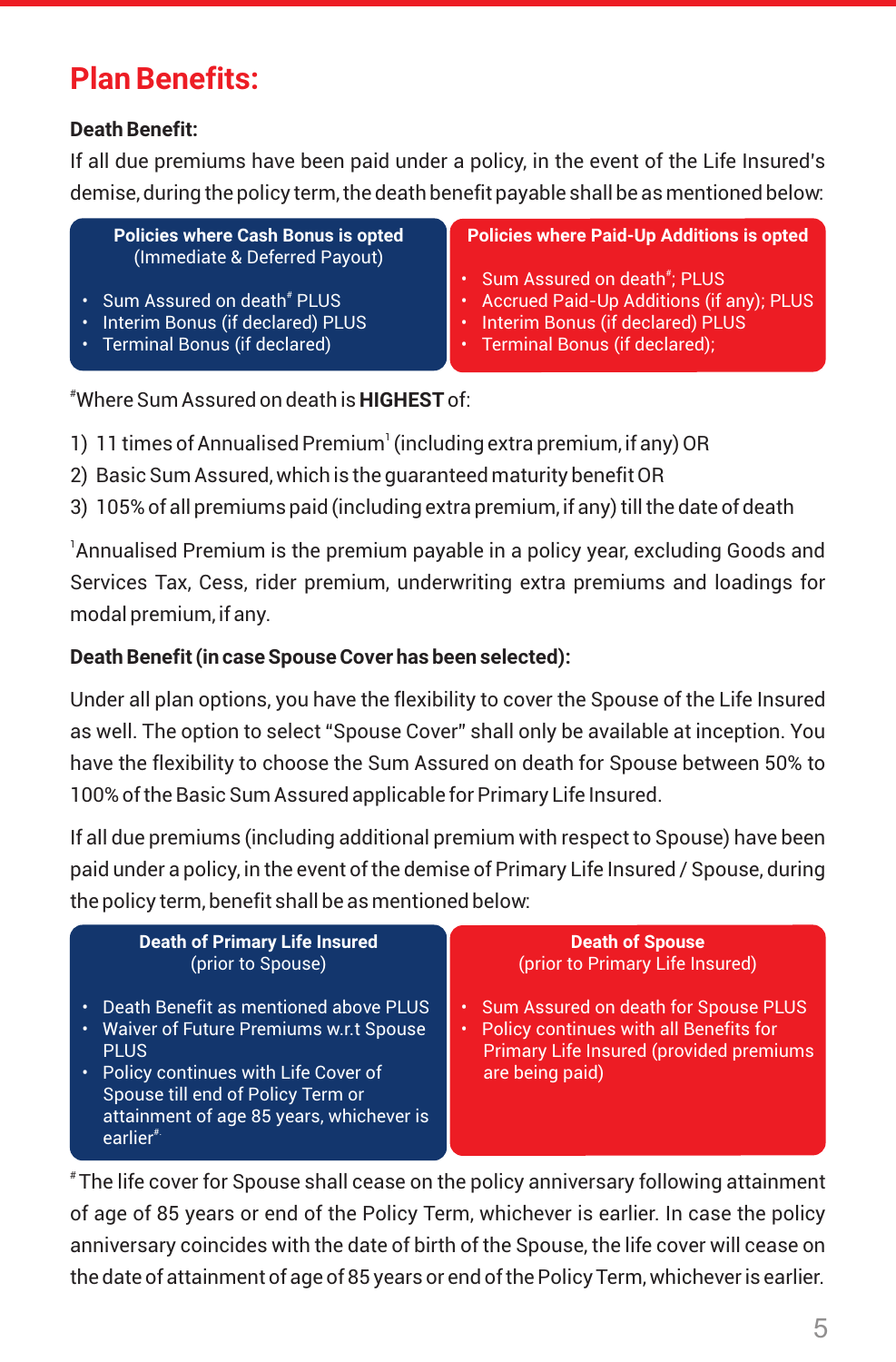# Plan Benefits:

**Death Benefit:**

If all due premiums have been paid under a policy, in the event of the Life Insured's demise, during the policy term, the death benefit payable shall be as mentioned below:

| Policies where Cash Bonus is opted (Immediate & Deferred Payout) | Policies where Paid-Up Additions is opted |
|---|---|
| • Sum Assured on death# PLUS<br>• Interim Bonus (if declared) PLUS<br>• Terminal Bonus (if declared) | • Sum Assured on death#; PLUS<br>• Accrued Paid-Up Additions (if any); PLUS<br>• Interim Bonus (if declared) PLUS<br>• Terminal Bonus (if declared); |

#Where Sum Assured on death is **HIGHEST** of:

1) 11 times of Annualised Premium[1] (including extra premium, if any) OR
2) Basic Sum Assured, which is the guaranteed maturity benefit OR
3) 105% of all premiums paid (including extra premium, if any) till the date of death

[1]Annualised Premium is the premium payable in a policy year, excluding Goods and Services Tax, Cess, rider premium, underwriting extra premiums and loadings for modal premium, if any.

**Death Benefit (in case Spouse Cover has been selected):**

Under all plan options, you have the flexibility to cover the Spouse of the Life Insured as well. The option to select "Spouse Cover" shall only be available at inception. You have the flexibility to choose the Sum Assured on death for Spouse between 50% to 100% of the Basic Sum Assured applicable for Primary Life Insured.

If all due premiums (including additional premium with respect to Spouse) have been paid under a policy, in the event of the demise of Primary Life Insured / Spouse, during the policy term, benefit shall be as mentioned below:

| Death of Primary Life Insured (prior to Spouse) | Death of Spouse (prior to Primary Life Insured) |
|---|---|
| • Death Benefit as mentioned above PLUS<br>• Waiver of Future Premiums w.r.t Spouse PLUS<br>• Policy continues with Life Cover of Spouse till end of Policy Term or attainment of age 85 years, whichever is earlier#. | • Sum Assured on death for Spouse PLUS<br>• Policy continues with all Benefits for Primary Life Insured (provided premiums are being paid) |

# The life cover for Spouse shall cease on the policy anniversary following attainment of age of 85 years or end of the Policy Term, whichever is earlier. In case the policy anniversary coincides with the date of birth of the Spouse, the life cover will cease on the date of attainment of age of 85 years or end of the Policy Term, whichever is earlier.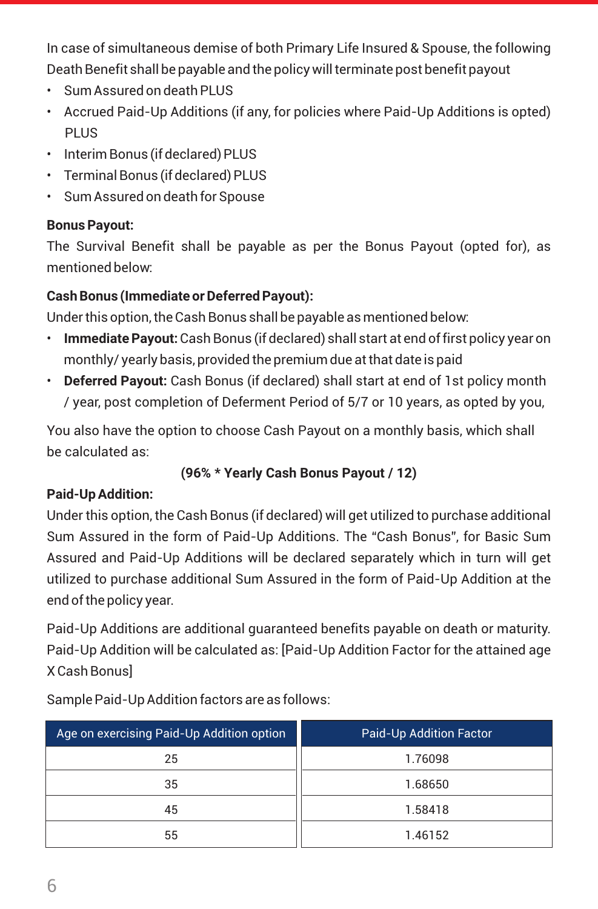In case of simultaneous demise of both Primary Life Insured & Spouse, the following Death Benefit shall be payable and the policy will terminate post benefit payout

- Sum Assured on death PLUS
- Accrued Paid-Up Additions (if any, for policies where Paid-Up Additions is opted) PLUS
- Interim Bonus (if declared) PLUS
- Terminal Bonus (if declared) PLUS
- Sum Assured on death for Spouse

**Bonus Payout:**

The Survival Benefit shall be payable as per the Bonus Payout (opted for), as mentioned below:

**Cash Bonus (Immediate or Deferred Payout):**

Under this option, the Cash Bonus shall be payable as mentioned below:

- **Immediate Payout:** Cash Bonus (if declared) shall start at end of first policy year on monthly/ yearly basis, provided the premium due at that date is paid
- **Deferred Payout:** Cash Bonus (if declared) shall start at end of 1st policy month / year, post completion of Deferment Period of 5/7 or 10 years, as opted by you,

You also have the option to choose Cash Payout on a monthly basis, which shall be calculated as:

**(96% * Yearly Cash Bonus Payout / 12)**

**Paid-Up Addition:**

Under this option, the Cash Bonus (if declared) will get utilized to purchase additional Sum Assured in the form of Paid-Up Additions. The "Cash Bonus", for Basic Sum Assured and Paid-Up Additions will be declared separately which in turn will get utilized to purchase additional Sum Assured in the form of Paid-Up Addition at the end of the policy year.

Paid-Up Additions are additional guaranteed benefits payable on death or maturity. Paid-Up Addition will be calculated as: [Paid-Up Addition Factor for the attained age X Cash Bonus]

Sample Paid-Up Addition factors are as follows:

| Age on exercising Paid-Up Addition option | Paid-Up Addition Factor |
|---|---|
| 25 | 1.76098 |
| 35 | 1.68650 |
| 45 | 1.58418 |
| 55 | 1.46152 |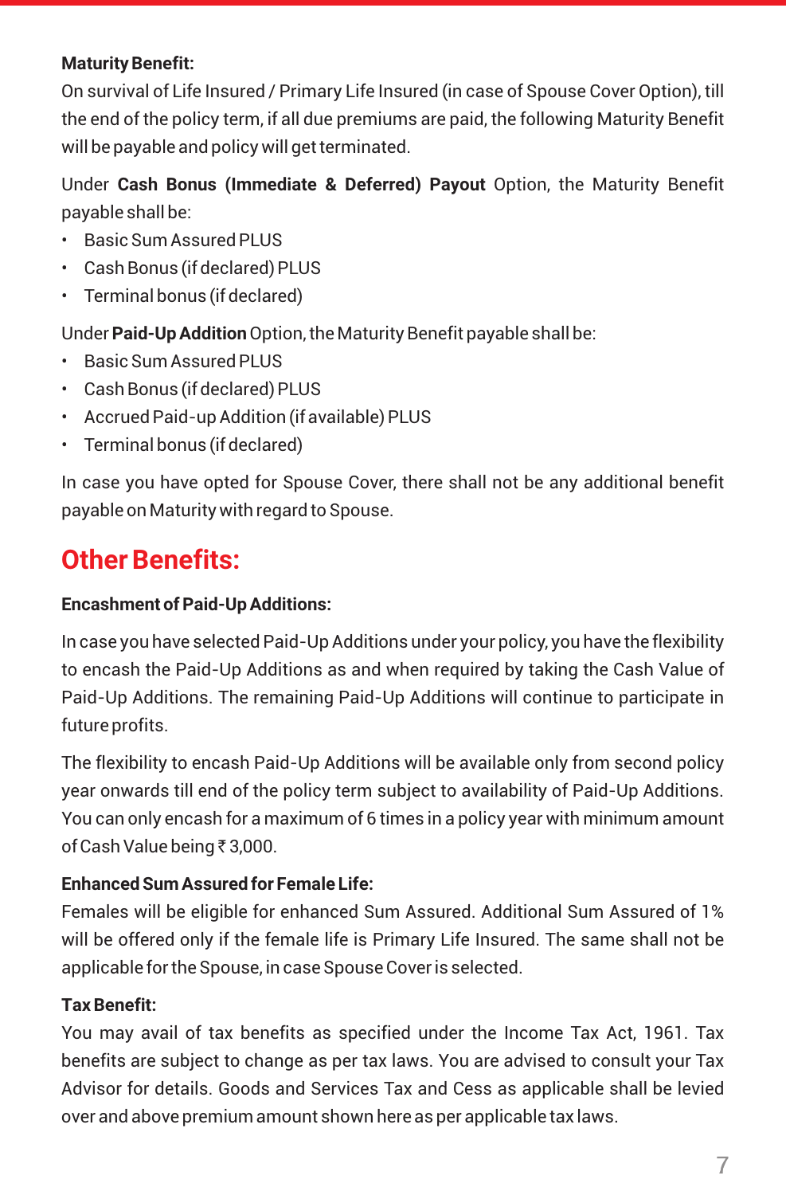**Maturity Benefit:**

On survival of Life Insured / Primary Life Insured (in case of Spouse Cover Option), till the end of the policy term, if all due premiums are paid, the following Maturity Benefit will be payable and policy will get terminated.

Under **Cash Bonus (Immediate & Deferred) Payout** Option, the Maturity Benefit payable shall be:

- Basic Sum Assured PLUS
- Cash Bonus (if declared) PLUS
- Terminal bonus (if declared)

Under **Paid-Up Addition** Option, the Maturity Benefit payable shall be:

- Basic Sum Assured PLUS
- Cash Bonus (if declared) PLUS
- Accrued Paid-up Addition (if available) PLUS
- Terminal bonus (if declared)

In case you have opted for Spouse Cover, there shall not be any additional benefit payable on Maturity with regard to Spouse.

## Other Benefits:

**Encashment of Paid-Up Additions:**

In case you have selected Paid-Up Additions under your policy, you have the flexibility to encash the Paid-Up Additions as and when required by taking the Cash Value of Paid-Up Additions. The remaining Paid-Up Additions will continue to participate in future profits.

The flexibility to encash Paid-Up Additions will be available only from second policy year onwards till end of the policy term subject to availability of Paid-Up Additions. You can only encash for a maximum of 6 times in a policy year with minimum amount of Cash Value being ₹ 3,000.

**Enhanced Sum Assured for Female Life:**

Females will be eligible for enhanced Sum Assured. Additional Sum Assured of 1% will be offered only if the female life is Primary Life Insured. The same shall not be applicable for the Spouse, in case Spouse Cover is selected.

**Tax Benefit:**

You may avail of tax benefits as specified under the Income Tax Act, 1961. Tax benefits are subject to change as per tax laws. You are advised to consult your Tax Advisor for details. Goods and Services Tax and Cess as applicable shall be levied over and above premium amount shown here as per applicable tax laws.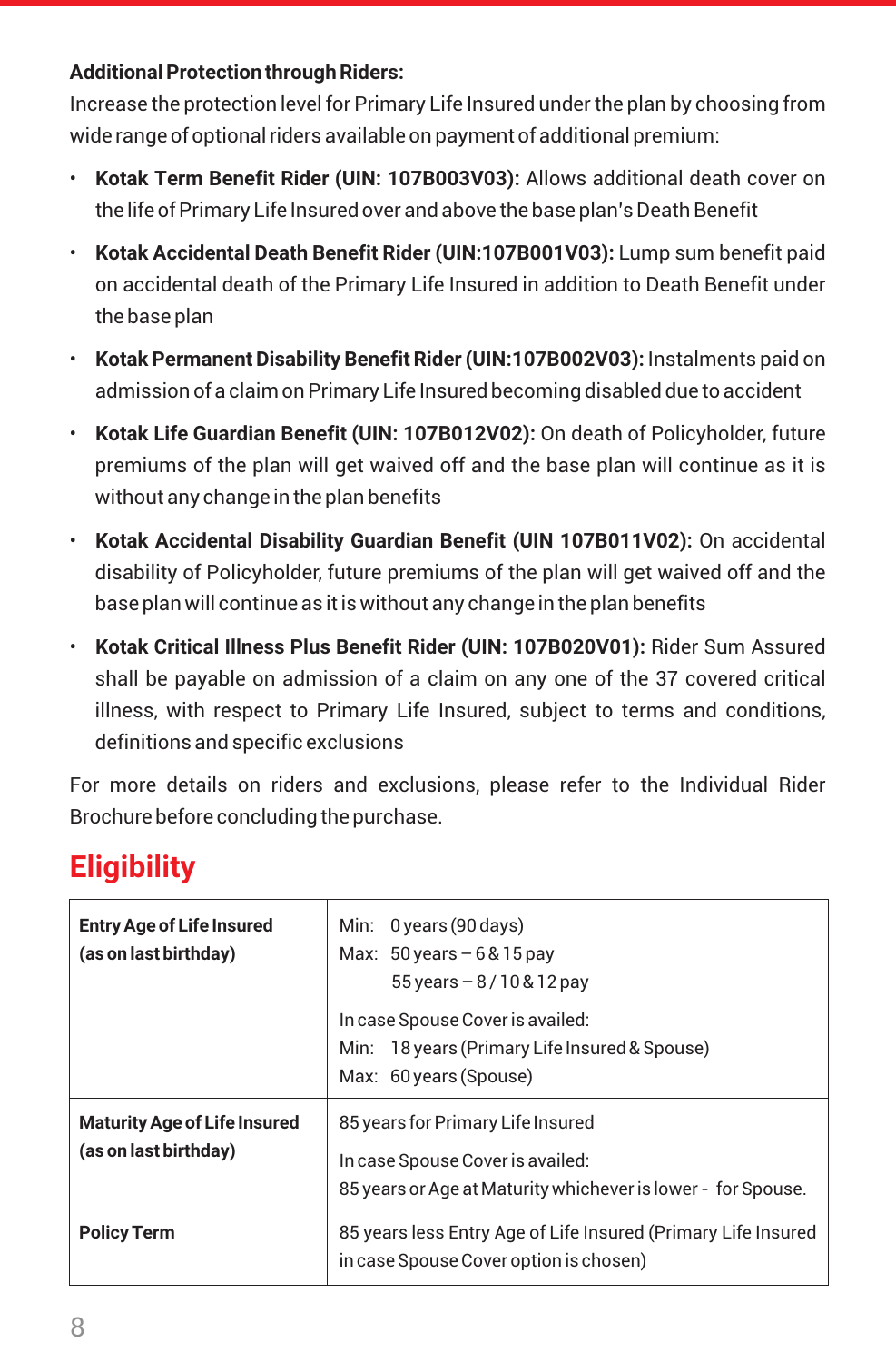**Additional Protection through Riders:**

Increase the protection level for Primary Life Insured under the plan by choosing from wide range of optional riders available on payment of additional premium:

- **Kotak Term Benefit Rider (UIN: 107B003V03):** Allows additional death cover on the life of Primary Life Insured over and above the base plan's Death Benefit
- **Kotak Accidental Death Benefit Rider (UIN:107B001V03):** Lump sum benefit paid on accidental death of the Primary Life Insured in addition to Death Benefit under the base plan
- **Kotak Permanent Disability Benefit Rider (UIN:107B002V03):** Instalments paid on admission of a claim on Primary Life Insured becoming disabled due to accident
- **Kotak Life Guardian Benefit (UIN: 107B012V02):** On death of Policyholder, future premiums of the plan will get waived off and the base plan will continue as it is without any change in the plan benefits
- **Kotak Accidental Disability Guardian Benefit (UIN 107B011V02):** On accidental disability of Policyholder, future premiums of the plan will get waived off and the base plan will continue as it is without any change in the plan benefits
- **Kotak Critical Illness Plus Benefit Rider (UIN: 107B020V01):** Rider Sum Assured shall be payable on admission of a claim on any one of the 37 covered critical illness, with respect to Primary Life Insured, subject to terms and conditions, definitions and specific exclusions

For more details on riders and exclusions, please refer to the Individual Rider Brochure before concluding the purchase.

## Eligibility

| | |
|---|---|
| **Entry Age of Life Insured (as on last birthday)** | Min: 0 years (90 days)<br>Max: 50 years – 6 & 15 pay<br>55 years – 8 / 10 & 12 pay<br><br>In case Spouse Cover is availed:<br>Min: 18 years (Primary Life Insured & Spouse)<br>Max: 60 years (Spouse) |
| **Maturity Age of Life Insured (as on last birthday)** | 85 years for Primary Life Insured<br><br>In case Spouse Cover is availed:<br>85 years or Age at Maturity whichever is lower - for Spouse. |
| **Policy Term** | 85 years less Entry Age of Life Insured (Primary Life Insured in case Spouse Cover option is chosen) |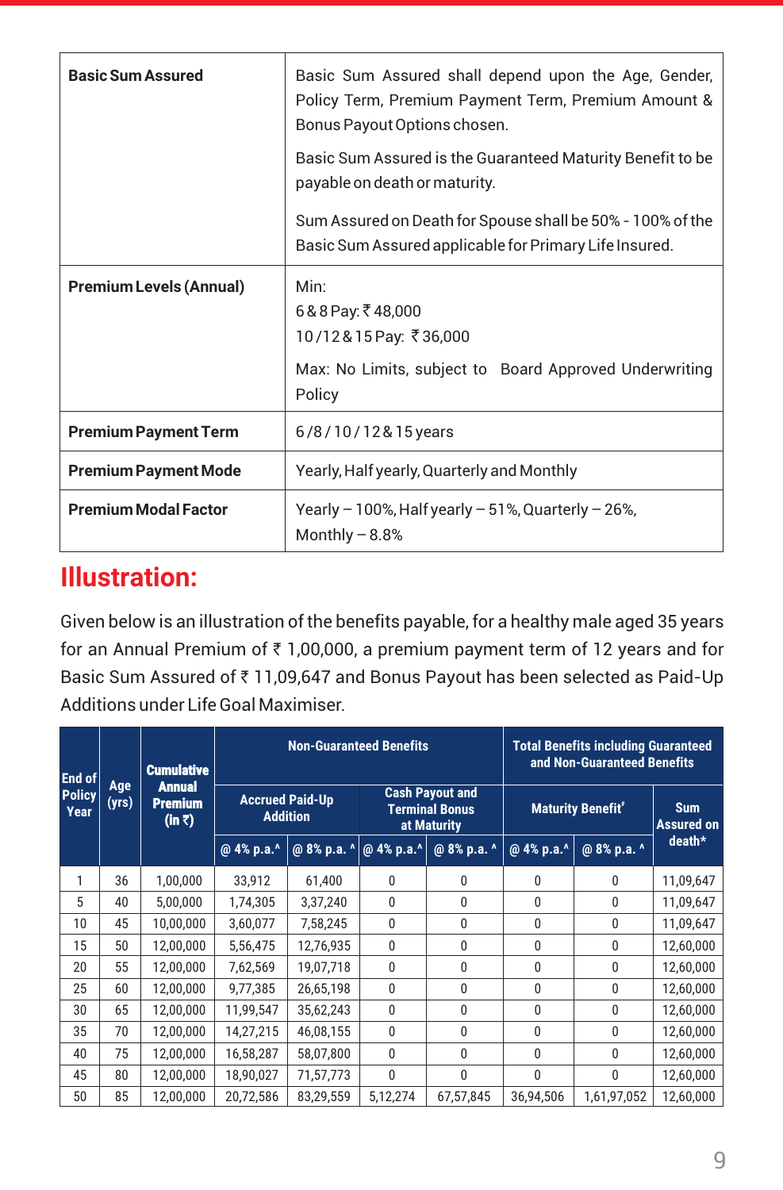| **Basic Sum Assured** | Basic Sum Assured shall depend upon the Age, Gender, Policy Term, Premium Payment Term, Premium Amount & Bonus Payout Options chosen.<br><br>Basic Sum Assured is the Guaranteed Maturity Benefit to be payable on death or maturity.<br><br>Sum Assured on Death for Spouse shall be 50% - 100% of the Basic Sum Assured applicable for Primary Life Insured. |
|---|---|
| **Premium Levels (Annual)** | Min:<br>6 & 8 Pay: ₹ 48,000<br>10 / 12 & 15 Pay: ₹ 36,000<br><br>Max: No Limits, subject to Board Approved Underwriting Policy |
| **Premium Payment Term** | 6 / 8 / 10 / 12 & 15 years |
| **Premium Payment Mode** | Yearly, Half yearly, Quarterly and Monthly |
| **Premium Modal Factor** | Yearly – 100%, Half yearly – 51%, Quarterly – 26%, Monthly – 8.8% |

# Illustration:

Given below is an illustration of the benefits payable, for a healthy male aged 35 years for an Annual Premium of ₹ 1,00,000, a premium payment term of 12 years and for Basic Sum Assured of ₹ 11,09,647 and Bonus Payout has been selected as Paid-Up Additions under Life Goal Maximiser.

| End of Policy Year | Age (yrs) | Cumulative Annual Premium (in ₹) | Non-Guaranteed Benefits | | | | Total Benefits including Guaranteed and Non-Guaranteed Benefits | | |
|---|---|---|---|---|---|---|---|---|---|
| | | | Accrued Paid-Up Addition | | Cash Payout and Terminal Bonus at Maturity | | Maturity Benefit# | | Sum Assured on death* |
| | | | @ 4% p.a.^ | @ 8% p.a. ^ | @ 4% p.a.^ | @ 8% p.a. ^ | @ 4% p.a.^ | @ 8% p.a. ^ | |
| 1 | 36 | 1,00,000 | 33,912 | 61,400 | 0 | 0 | 0 | 0 | 11,09,647 |
| 5 | 40 | 5,00,000 | 1,74,305 | 3,37,240 | 0 | 0 | 0 | 0 | 11,09,647 |
| 10 | 45 | 10,00,000 | 3,60,077 | 7,58,245 | 0 | 0 | 0 | 0 | 11,09,647 |
| 15 | 50 | 12,00,000 | 5,56,475 | 12,76,935 | 0 | 0 | 0 | 0 | 12,60,000 |
| 20 | 55 | 12,00,000 | 7,62,569 | 19,07,718 | 0 | 0 | 0 | 0 | 12,60,000 |
| 25 | 60 | 12,00,000 | 9,77,385 | 26,65,198 | 0 | 0 | 0 | 0 | 12,60,000 |
| 30 | 65 | 12,00,000 | 11,99,547 | 35,62,243 | 0 | 0 | 0 | 0 | 12,60,000 |
| 35 | 70 | 12,00,000 | 14,27,215 | 46,08,155 | 0 | 0 | 0 | 0 | 12,60,000 |
| 40 | 75 | 12,00,000 | 16,58,287 | 58,07,800 | 0 | 0 | 0 | 0 | 12,60,000 |
| 45 | 80 | 12,00,000 | 18,90,027 | 71,57,773 | 0 | 0 | 0 | 0 | 12,60,000 |
| 50 | 85 | 12,00,000 | 20,72,586 | 83,29,559 | 5,12,274 | 67,57,845 | 36,94,506 | 1,61,97,052 | 12,60,000 |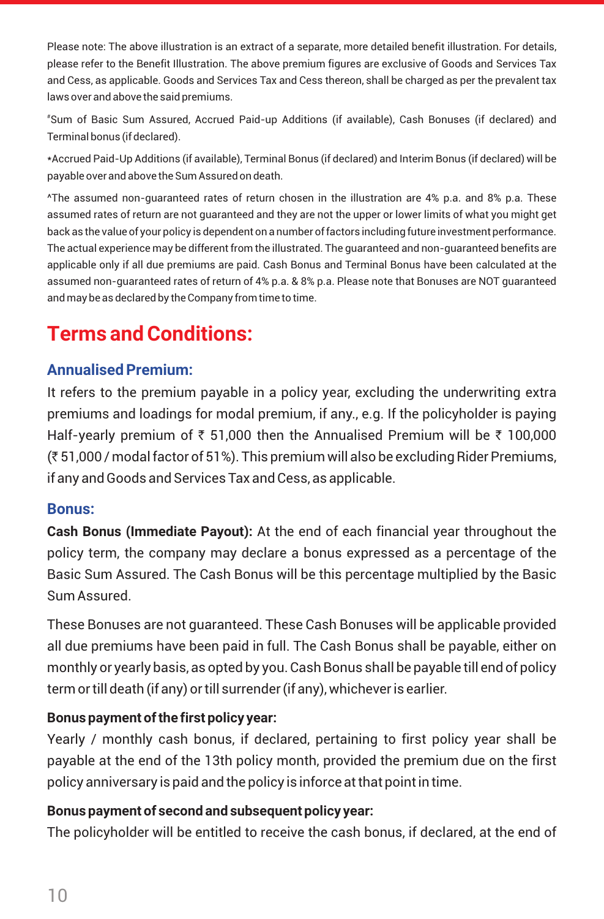Please note: The above illustration is an extract of a separate, more detailed benefit illustration. For details, please refer to the Benefit Illustration. The above premium figures are exclusive of Goods and Services Tax and Cess, as applicable. Goods and Services Tax and Cess thereon, shall be charged as per the prevalent tax laws over and above the said premiums.

#Sum of Basic Sum Assured, Accrued Paid-up Additions (if available), Cash Bonuses (if declared) and Terminal bonus (if declared).

*Accrued Paid-Up Additions (if available), Terminal Bonus (if declared) and Interim Bonus (if declared) will be payable over and above the Sum Assured on death.

^The assumed non-guaranteed rates of return chosen in the illustration are 4% p.a. and 8% p.a. These assumed rates of return are not guaranteed and they are not the upper or lower limits of what you might get back as the value of your policy is dependent on a number of factors including future investment performance. The actual experience may be different from the illustrated. The guaranteed and non-guaranteed benefits are applicable only if all due premiums are paid. Cash Bonus and Terminal Bonus have been calculated at the assumed non-guaranteed rates of return of 4% p.a. & 8% p.a. Please note that Bonuses are NOT guaranteed and may be as declared by the Company from time to time.

# Terms and Conditions:

## Annualised Premium:

It refers to the premium payable in a policy year, excluding the underwriting extra premiums and loadings for modal premium, if any., e.g. If the policyholder is paying Half-yearly premium of ₹ 51,000 then the Annualised Premium will be ₹ 100,000 (₹ 51,000 / modal factor of 51%). This premium will also be excluding Rider Premiums, if any and Goods and Services Tax and Cess, as applicable.

## Bonus:

**Cash Bonus (Immediate Payout):** At the end of each financial year throughout the policy term, the company may declare a bonus expressed as a percentage of the Basic Sum Assured. The Cash Bonus will be this percentage multiplied by the Basic Sum Assured.

These Bonuses are not guaranteed. These Cash Bonuses will be applicable provided all due premiums have been paid in full. The Cash Bonus shall be payable, either on monthly or yearly basis, as opted by you. Cash Bonus shall be payable till end of policy term or till death (if any) or till surrender (if any), whichever is earlier.

**Bonus payment of the first policy year:**

Yearly / monthly cash bonus, if declared, pertaining to first policy year shall be payable at the end of the 13th policy month, provided the premium due on the first policy anniversary is paid and the policy is inforce at that point in time.

**Bonus payment of second and subsequent policy year:**

The policyholder will be entitled to receive the cash bonus, if declared, at the end of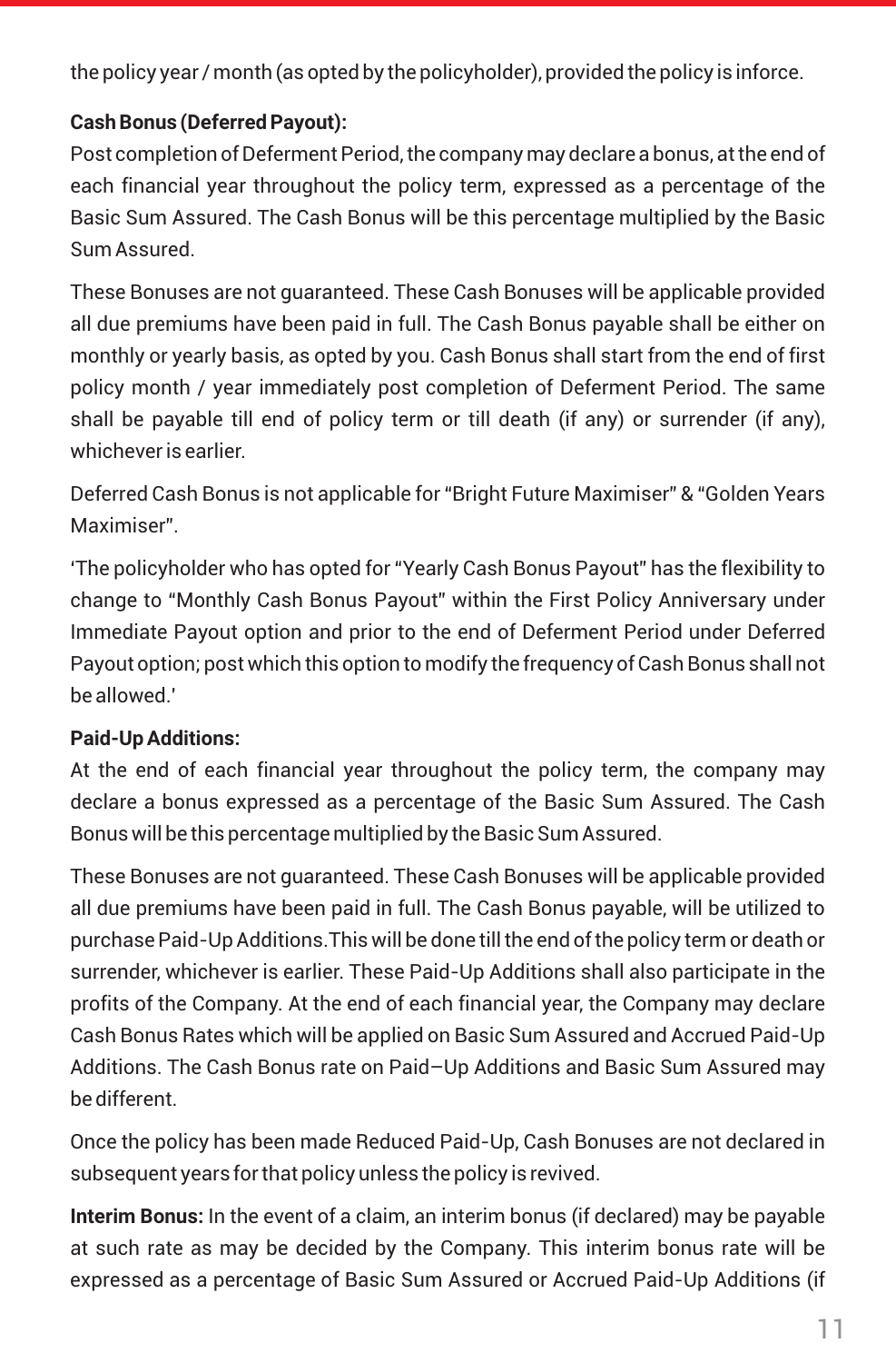the policy year / month (as opted by the policyholder), provided the policy is inforce.

**Cash Bonus (Deferred Payout):**

Post completion of Deferment Period, the company may declare a bonus, at the end of each financial year throughout the policy term, expressed as a percentage of the Basic Sum Assured. The Cash Bonus will be this percentage multiplied by the Basic Sum Assured.

These Bonuses are not guaranteed. These Cash Bonuses will be applicable provided all due premiums have been paid in full. The Cash Bonus payable shall be either on monthly or yearly basis, as opted by you. Cash Bonus shall start from the end of first policy month / year immediately post completion of Deferment Period. The same shall be payable till end of policy term or till death (if any) or surrender (if any), whichever is earlier.

Deferred Cash Bonus is not applicable for "Bright Future Maximiser" & "Golden Years Maximiser".

'The policyholder who has opted for "Yearly Cash Bonus Payout" has the flexibility to change to "Monthly Cash Bonus Payout" within the First Policy Anniversary under Immediate Payout option and prior to the end of Deferment Period under Deferred Payout option; post which this option to modify the frequency of Cash Bonus shall not be allowed.'

**Paid-Up Additions:**

At the end of each financial year throughout the policy term, the company may declare a bonus expressed as a percentage of the Basic Sum Assured. The Cash Bonus will be this percentage multiplied by the Basic Sum Assured.

These Bonuses are not guaranteed. These Cash Bonuses will be applicable provided all due premiums have been paid in full. The Cash Bonus payable, will be utilized to purchase Paid-Up Additions.This will be done till the end of the policy term or death or surrender, whichever is earlier. These Paid-Up Additions shall also participate in the profits of the Company. At the end of each financial year, the Company may declare Cash Bonus Rates which will be applied on Basic Sum Assured and Accrued Paid-Up Additions. The Cash Bonus rate on Paid–Up Additions and Basic Sum Assured may be different.

Once the policy has been made Reduced Paid-Up, Cash Bonuses are not declared in subsequent years for that policy unless the policy is revived.

**Interim Bonus:** In the event of a claim, an interim bonus (if declared) may be payable at such rate as may be decided by the Company. This interim bonus rate will be expressed as a percentage of Basic Sum Assured or Accrued Paid-Up Additions (if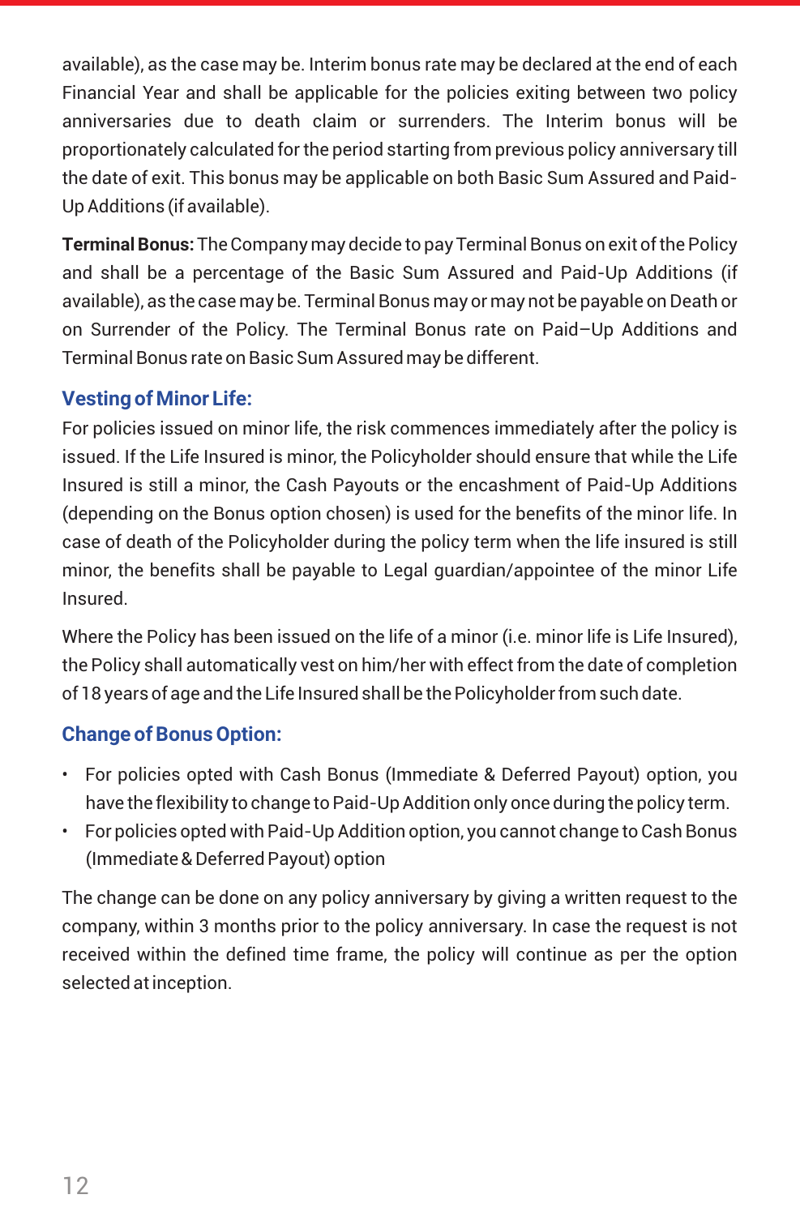available), as the case may be. Interim bonus rate may be declared at the end of each Financial Year and shall be applicable for the policies exiting between two policy anniversaries due to death claim or surrenders. The Interim bonus will be proportionately calculated for the period starting from previous policy anniversary till the date of exit. This bonus may be applicable on both Basic Sum Assured and Paid-Up Additions (if available).

**Terminal Bonus:** The Company may decide to pay Terminal Bonus on exit of the Policy and shall be a percentage of the Basic Sum Assured and Paid-Up Additions (if available), as the case may be. Terminal Bonus may or may not be payable on Death or on Surrender of the Policy. The Terminal Bonus rate on Paid–Up Additions and Terminal Bonus rate on Basic Sum Assured may be different.

### Vesting of Minor Life:

For policies issued on minor life, the risk commences immediately after the policy is issued. If the Life Insured is minor, the Policyholder should ensure that while the Life Insured is still a minor, the Cash Payouts or the encashment of Paid-Up Additions (depending on the Bonus option chosen) is used for the benefits of the minor life. In case of death of the Policyholder during the policy term when the life insured is still minor, the benefits shall be payable to Legal guardian/appointee of the minor Life Insured.

Where the Policy has been issued on the life of a minor (i.e. minor life is Life Insured), the Policy shall automatically vest on him/her with effect from the date of completion of 18 years of age and the Life Insured shall be the Policyholder from such date.

### Change of Bonus Option:

- For policies opted with Cash Bonus (Immediate & Deferred Payout) option, you have the flexibility to change to Paid-Up Addition only once during the policy term.
- For policies opted with Paid-Up Addition option, you cannot change to Cash Bonus (Immediate & Deferred Payout) option

The change can be done on any policy anniversary by giving a written request to the company, within 3 months prior to the policy anniversary. In case the request is not received within the defined time frame, the policy will continue as per the option selected at inception.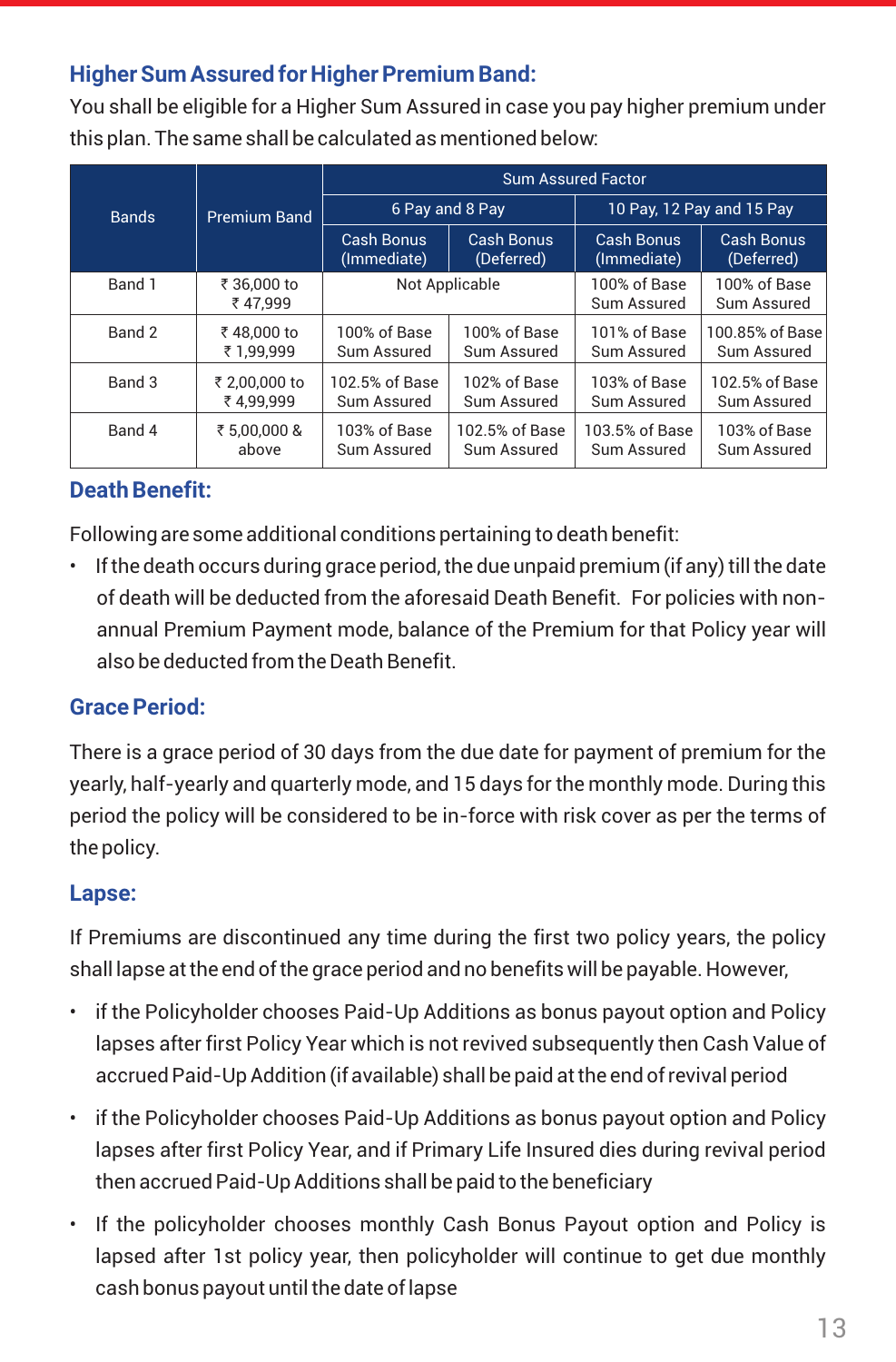## Higher Sum Assured for Higher Premium Band:

You shall be eligible for a Higher Sum Assured in case you pay higher premium under this plan. The same shall be calculated as mentioned below:

| Bands | Premium Band | Sum Assured Factor | | | |
|---|---|---|---|---|---|
| | | 6 Pay and 8 Pay | | 10 Pay, 12 Pay and 15 Pay | |
| | | Cash Bonus (Immediate) | Cash Bonus (Deferred) | Cash Bonus (Immediate) | Cash Bonus (Deferred) |
| Band 1 | ₹ 36,000 to ₹ 47,999 | Not Applicable | | 100% of Base Sum Assured | 100% of Base Sum Assured |
| Band 2 | ₹ 48,000 to ₹ 1,99,999 | 100% of Base Sum Assured | 100% of Base Sum Assured | 101% of Base Sum Assured | 100.85% of Base Sum Assured |
| Band 3 | ₹ 2,00,000 to ₹ 4,99,999 | 102.5% of Base Sum Assured | 102% of Base Sum Assured | 103% of Base Sum Assured | 102.5% of Base Sum Assured |
| Band 4 | ₹ 5,00,000 & above | 103% of Base Sum Assured | 102.5% of Base Sum Assured | 103.5% of Base Sum Assured | 103% of Base Sum Assured |

## Death Benefit:

Following are some additional conditions pertaining to death benefit:

- If the death occurs during grace period, the due unpaid premium (if any) till the date of death will be deducted from the aforesaid Death Benefit. For policies with non-annual Premium Payment mode, balance of the Premium for that Policy year will also be deducted from the Death Benefit.

## Grace Period:

There is a grace period of 30 days from the due date for payment of premium for the yearly, half-yearly and quarterly mode, and 15 days for the monthly mode. During this period the policy will be considered to be in-force with risk cover as per the terms of the policy.

## Lapse:

If Premiums are discontinued any time during the first two policy years, the policy shall lapse at the end of the grace period and no benefits will be payable. However,

- if the Policyholder chooses Paid-Up Additions as bonus payout option and Policy lapses after first Policy Year which is not revived subsequently then Cash Value of accrued Paid-Up Addition (if available) shall be paid at the end of revival period
- if the Policyholder chooses Paid-Up Additions as bonus payout option and Policy lapses after first Policy Year, and if Primary Life Insured dies during revival period then accrued Paid-Up Additions shall be paid to the beneficiary
- If the policyholder chooses monthly Cash Bonus Payout option and Policy is lapsed after 1st policy year, then policyholder will continue to get due monthly cash bonus payout until the date of lapse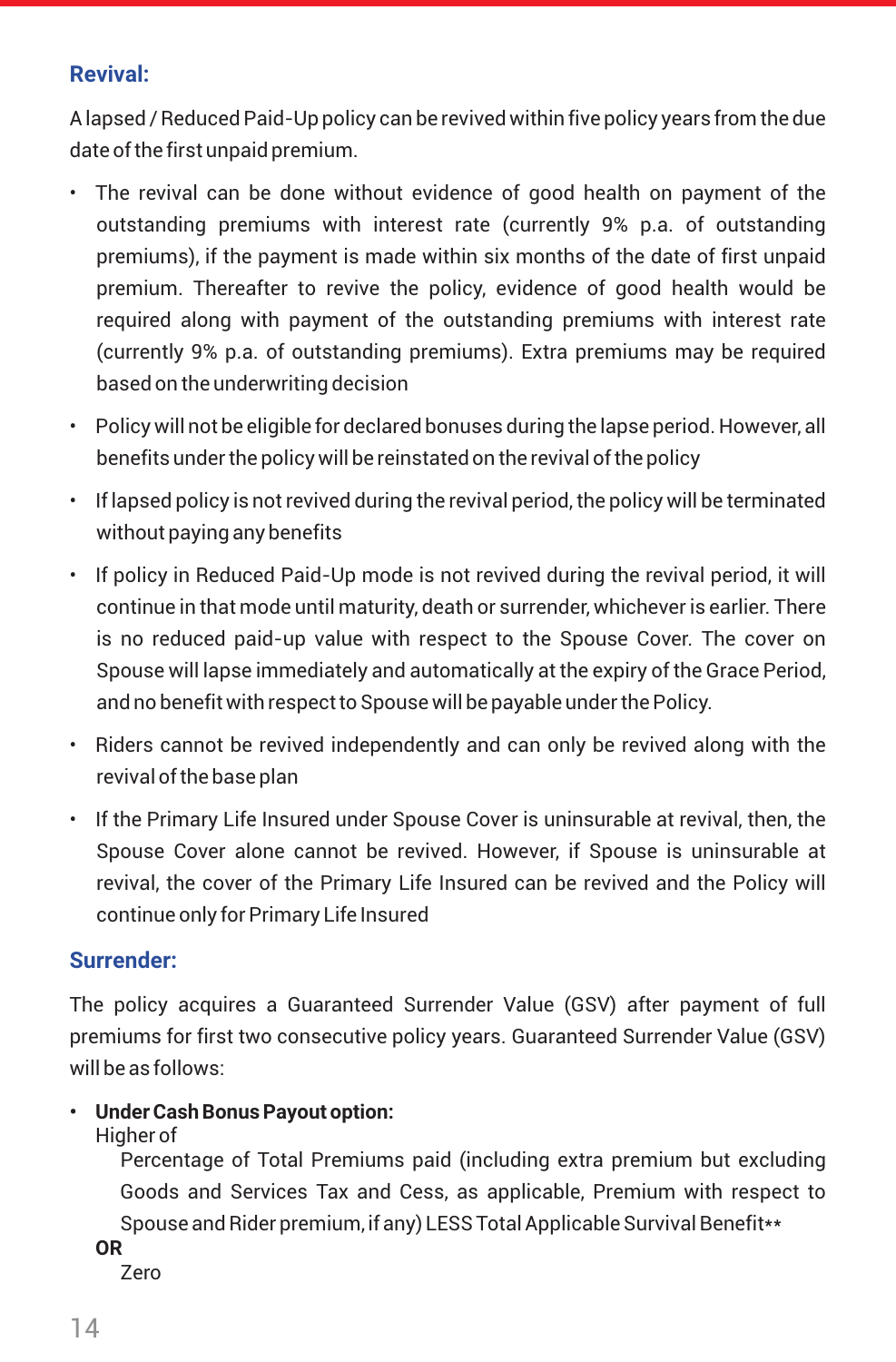## Revival:

A lapsed / Reduced Paid-Up policy can be revived within five policy years from the due date of the first unpaid premium.

- The revival can be done without evidence of good health on payment of the outstanding premiums with interest rate (currently 9% p.a. of outstanding premiums), if the payment is made within six months of the date of first unpaid premium. Thereafter to revive the policy, evidence of good health would be required along with payment of the outstanding premiums with interest rate (currently 9% p.a. of outstanding premiums). Extra premiums may be required based on the underwriting decision
- Policy will not be eligible for declared bonuses during the lapse period. However, all benefits under the policy will be reinstated on the revival of the policy
- If lapsed policy is not revived during the revival period, the policy will be terminated without paying any benefits
- If policy in Reduced Paid-Up mode is not revived during the revival period, it will continue in that mode until maturity, death or surrender, whichever is earlier. There is no reduced paid-up value with respect to the Spouse Cover. The cover on Spouse will lapse immediately and automatically at the expiry of the Grace Period, and no benefit with respect to Spouse will be payable under the Policy.
- Riders cannot be revived independently and can only be revived along with the revival of the base plan
- If the Primary Life Insured under Spouse Cover is uninsurable at revival, then, the Spouse Cover alone cannot be revived. However, if Spouse is uninsurable at revival, the cover of the Primary Life Insured can be revived and the Policy will continue only for Primary Life Insured

## Surrender:

The policy acquires a Guaranteed Surrender Value (GSV) after payment of full premiums for first two consecutive policy years. Guaranteed Surrender Value (GSV) will be as follows:

- **Under Cash Bonus Payout option:**
  Higher of
  
  Percentage of Total Premiums paid (including extra premium but excluding Goods and Services Tax and Cess, as applicable, Premium with respect to Spouse and Rider premium, if any) LESS Total Applicable Survival Benefit**
  
  **OR**
  
  Zero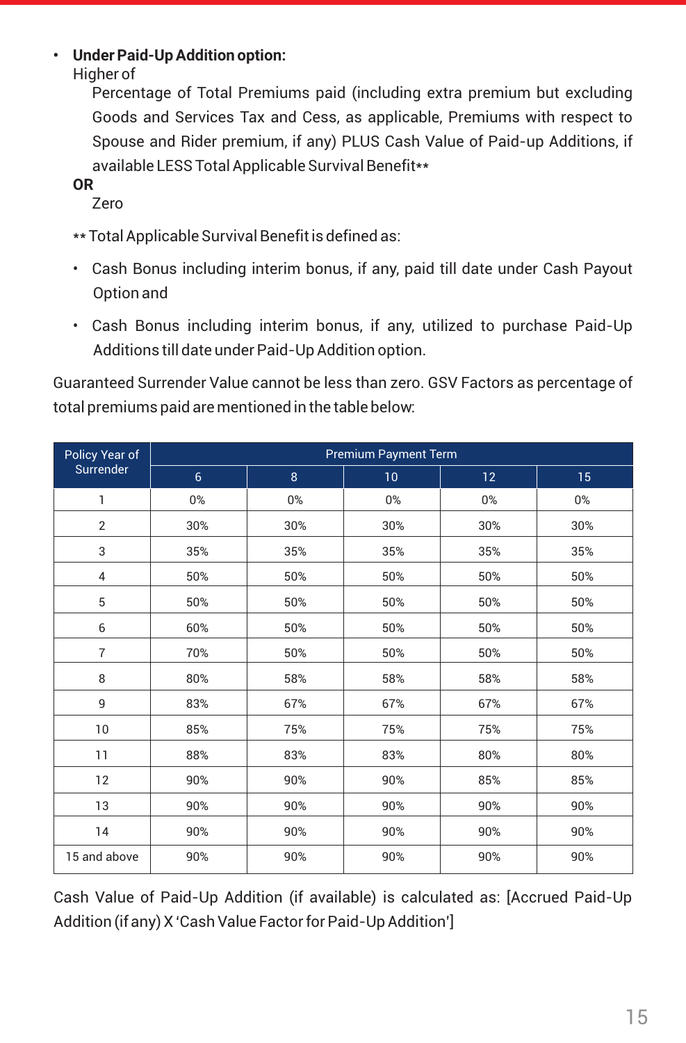- **Under Paid-Up Addition option:**

  Higher of

  Percentage of Total Premiums paid (including extra premium but excluding Goods and Services Tax and Cess, as applicable, Premiums with respect to Spouse and Rider premium, if any) PLUS Cash Value of Paid-up Additions, if available LESS Total Applicable Survival Benefit**

  **OR**

  Zero

  ** Total Applicable Survival Benefit is defined as:

  - Cash Bonus including interim bonus, if any, paid till date under Cash Payout Option and
  - Cash Bonus including interim bonus, if any, utilized to purchase Paid-Up Additions till date under Paid-Up Addition option.

Guaranteed Surrender Value cannot be less than zero. GSV Factors as percentage of total premiums paid are mentioned in the table below:

| Policy Year of Surrender | Premium Payment Term | | | | |
|---|---|---|---|---|---|
| | 6 | 8 | 10 | 12 | 15 |
| 1 | 0% | 0% | 0% | 0% | 0% |
| 2 | 30% | 30% | 30% | 30% | 30% |
| 3 | 35% | 35% | 35% | 35% | 35% |
| 4 | 50% | 50% | 50% | 50% | 50% |
| 5 | 50% | 50% | 50% | 50% | 50% |
| 6 | 60% | 50% | 50% | 50% | 50% |
| 7 | 70% | 50% | 50% | 50% | 50% |
| 8 | 80% | 58% | 58% | 58% | 58% |
| 9 | 83% | 67% | 67% | 67% | 67% |
| 10 | 85% | 75% | 75% | 75% | 75% |
| 11 | 88% | 83% | 83% | 80% | 80% |
| 12 | 90% | 90% | 90% | 85% | 85% |
| 13 | 90% | 90% | 90% | 90% | 90% |
| 14 | 90% | 90% | 90% | 90% | 90% |
| 15 and above | 90% | 90% | 90% | 90% | 90% |

Cash Value of Paid-Up Addition (if available) is calculated as: [Accrued Paid-Up Addition (if any) X 'Cash Value Factor for Paid-Up Addition']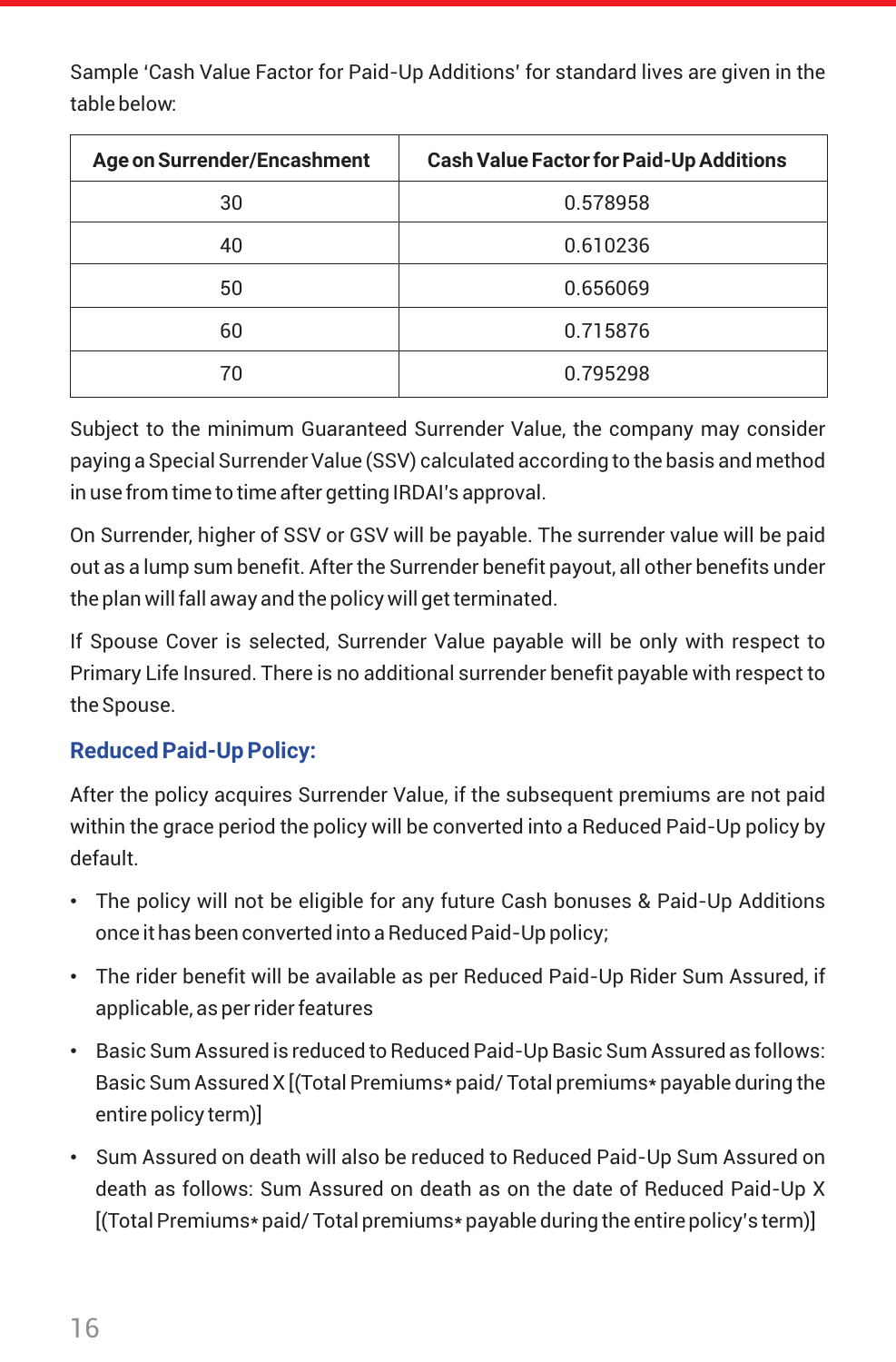Sample 'Cash Value Factor for Paid-Up Additions' for standard lives are given in the table below:

| Age on Surrender/Encashment | Cash Value Factor for Paid-Up Additions |
|---|---|
| 30 | 0.578958 |
| 40 | 0.610236 |
| 50 | 0.656069 |
| 60 | 0.715876 |
| 70 | 0.795298 |

Subject to the minimum Guaranteed Surrender Value, the company may consider paying a Special Surrender Value (SSV) calculated according to the basis and method in use from time to time after getting IRDAI's approval.

On Surrender, higher of SSV or GSV will be payable. The surrender value will be paid out as a lump sum benefit. After the Surrender benefit payout, all other benefits under the plan will fall away and the policy will get terminated.

If Spouse Cover is selected, Surrender Value payable will be only with respect to Primary Life Insured. There is no additional surrender benefit payable with respect to the Spouse.

### Reduced Paid-Up Policy:

After the policy acquires Surrender Value, if the subsequent premiums are not paid within the grace period the policy will be converted into a Reduced Paid-Up policy by default.

- The policy will not be eligible for any future Cash bonuses & Paid-Up Additions once it has been converted into a Reduced Paid-Up policy;
- The rider benefit will be available as per Reduced Paid-Up Rider Sum Assured, if applicable, as per rider features
- Basic Sum Assured is reduced to Reduced Paid-Up Basic Sum Assured as follows: Basic Sum Assured X [(Total Premiums* paid/ Total premiums* payable during the entire policy term)]
- Sum Assured on death will also be reduced to Reduced Paid-Up Sum Assured on death as follows: Sum Assured on death as on the date of Reduced Paid-Up X [(Total Premiums* paid/ Total premiums* payable during the entire policy's term)]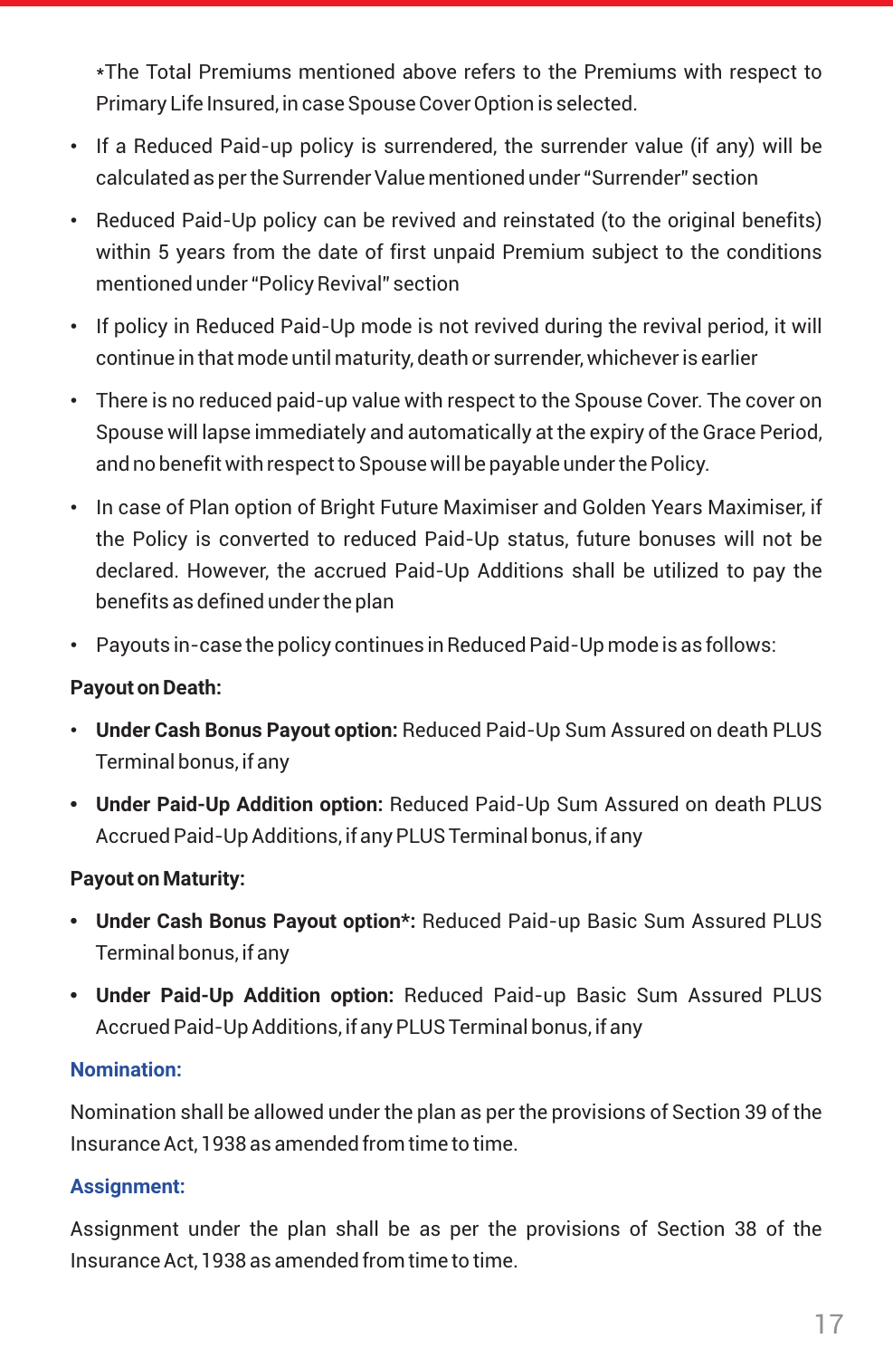*The Total Premiums mentioned above refers to the Premiums with respect to Primary Life Insured, in case Spouse Cover Option is selected.

- If a Reduced Paid-up policy is surrendered, the surrender value (if any) will be calculated as per the Surrender Value mentioned under "Surrender" section
- Reduced Paid-Up policy can be revived and reinstated (to the original benefits) within 5 years from the date of first unpaid Premium subject to the conditions mentioned under "Policy Revival" section
- If policy in Reduced Paid-Up mode is not revived during the revival period, it will continue in that mode until maturity, death or surrender, whichever is earlier
- There is no reduced paid-up value with respect to the Spouse Cover. The cover on Spouse will lapse immediately and automatically at the expiry of the Grace Period, and no benefit with respect to Spouse will be payable under the Policy.
- In case of Plan option of Bright Future Maximiser and Golden Years Maximiser, if the Policy is converted to reduced Paid-Up status, future bonuses will not be declared. However, the accrued Paid-Up Additions shall be utilized to pay the benefits as defined under the plan
- Payouts in-case the policy continues in Reduced Paid-Up mode is as follows:

**Payout on Death:**

- **Under Cash Bonus Payout option:** Reduced Paid-Up Sum Assured on death PLUS Terminal bonus, if any
- **Under Paid-Up Addition option:** Reduced Paid-Up Sum Assured on death PLUS Accrued Paid-Up Additions, if any PLUS Terminal bonus, if any

**Payout on Maturity:**

- **Under Cash Bonus Payout option*:** Reduced Paid-up Basic Sum Assured PLUS Terminal bonus, if any
- **Under Paid-Up Addition option:** Reduced Paid-up Basic Sum Assured PLUS Accrued Paid-Up Additions, if any PLUS Terminal bonus, if any

### Nomination:

Nomination shall be allowed under the plan as per the provisions of Section 39 of the Insurance Act, 1938 as amended from time to time.

### Assignment:

Assignment under the plan shall be as per the provisions of Section 38 of the Insurance Act, 1938 as amended from time to time.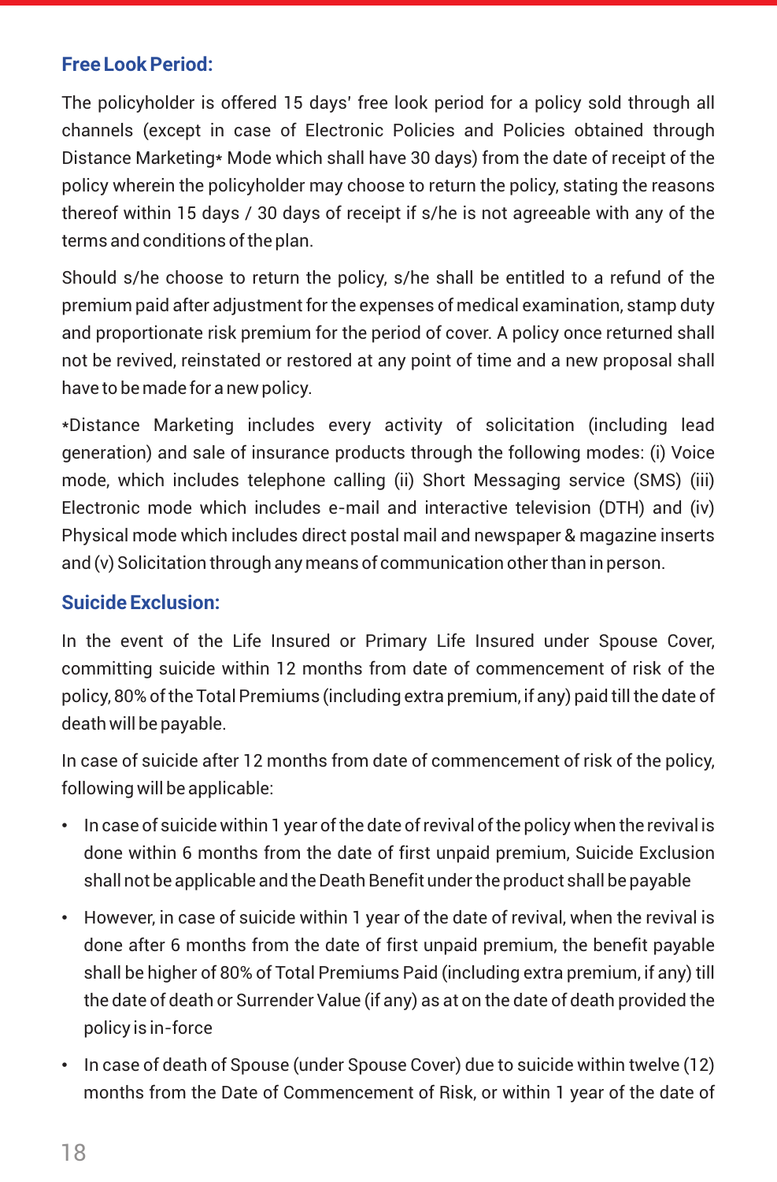### Free Look Period:

The policyholder is offered 15 days' free look period for a policy sold through all channels (except in case of Electronic Policies and Policies obtained through Distance Marketing* Mode which shall have 30 days) from the date of receipt of the policy wherein the policyholder may choose to return the policy, stating the reasons thereof within 15 days / 30 days of receipt if s/he is not agreeable with any of the terms and conditions of the plan.

Should s/he choose to return the policy, s/he shall be entitled to a refund of the premium paid after adjustment for the expenses of medical examination, stamp duty and proportionate risk premium for the period of cover. A policy once returned shall not be revived, reinstated or restored at any point of time and a new proposal shall have to be made for a new policy.

*Distance Marketing includes every activity of solicitation (including lead generation) and sale of insurance products through the following modes: (i) Voice mode, which includes telephone calling (ii) Short Messaging service (SMS) (iii) Electronic mode which includes e-mail and interactive television (DTH) and (iv) Physical mode which includes direct postal mail and newspaper & magazine inserts and (v) Solicitation through any means of communication other than in person.

### Suicide Exclusion:

In the event of the Life Insured or Primary Life Insured under Spouse Cover, committing suicide within 12 months from date of commencement of risk of the policy, 80% of the Total Premiums (including extra premium, if any) paid till the date of death will be payable.

In case of suicide after 12 months from date of commencement of risk of the policy, following will be applicable:

- In case of suicide within 1 year of the date of revival of the policy when the revival is done within 6 months from the date of first unpaid premium, Suicide Exclusion shall not be applicable and the Death Benefit under the product shall be payable
- However, in case of suicide within 1 year of the date of revival, when the revival is done after 6 months from the date of first unpaid premium, the benefit payable shall be higher of 80% of Total Premiums Paid (including extra premium, if any) till the date of death or Surrender Value (if any) as at on the date of death provided the policy is in-force
- In case of death of Spouse (under Spouse Cover) due to suicide within twelve (12) months from the Date of Commencement of Risk, or within 1 year of the date of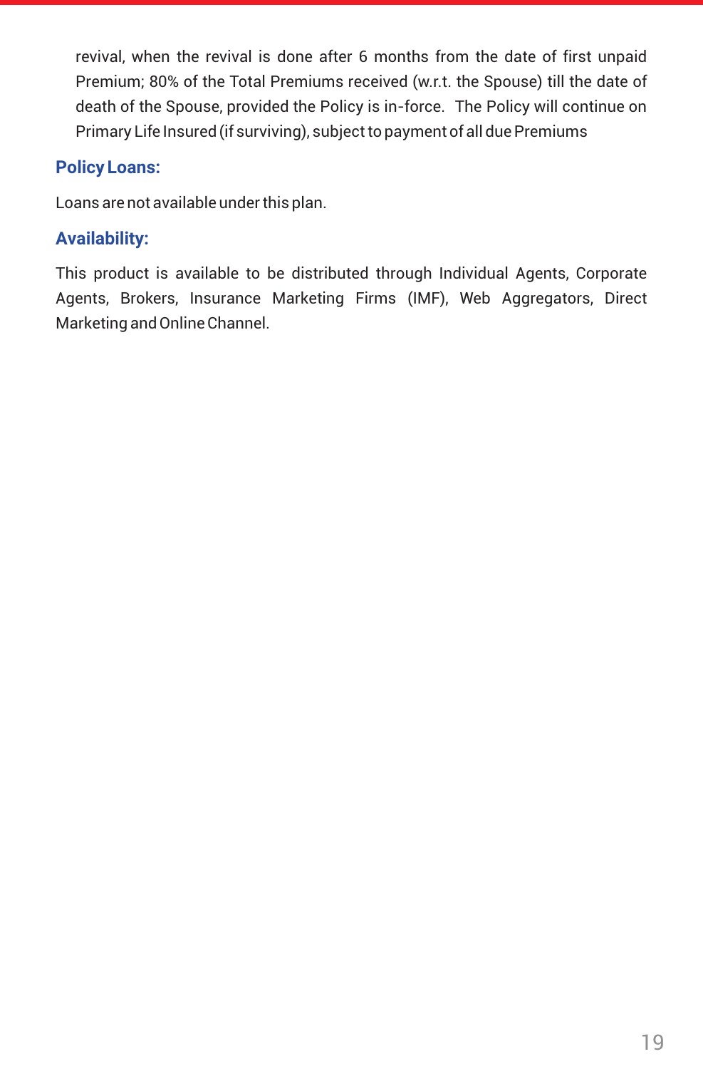revival, when the revival is done after 6 months from the date of first unpaid Premium; 80% of the Total Premiums received (w.r.t. the Spouse) till the date of death of the Spouse, provided the Policy is in-force. The Policy will continue on Primary Life Insured (if surviving), subject to payment of all due Premiums

### Policy Loans:

Loans are not available under this plan.

### Availability:

This product is available to be distributed through Individual Agents, Corporate Agents, Brokers, Insurance Marketing Firms (IMF), Web Aggregators, Direct Marketing and Online Channel.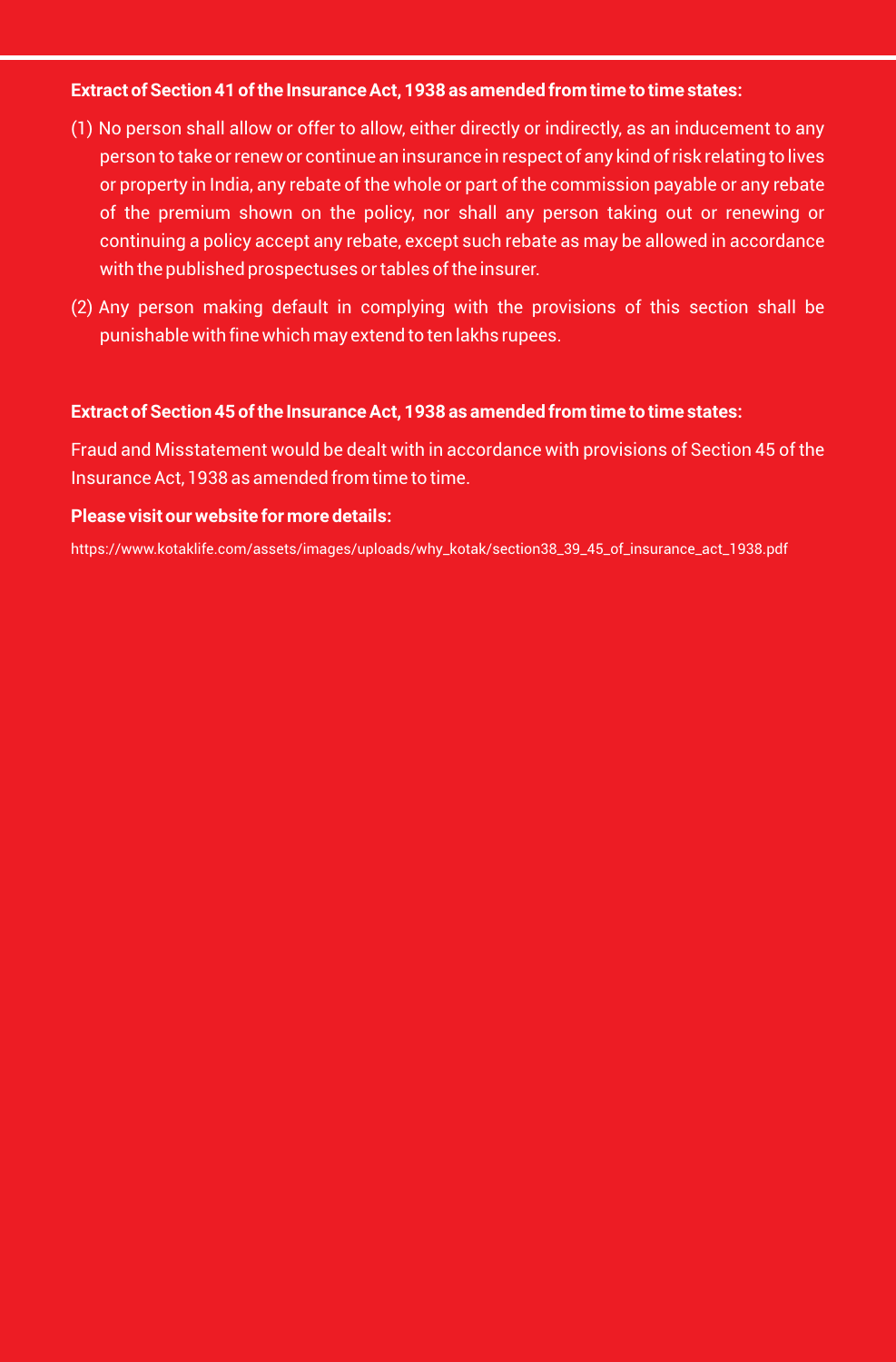**Extract of Section 41 of the Insurance Act, 1938 as amended from time to time states:**

(1) No person shall allow or offer to allow, either directly or indirectly, as an inducement to any person to take or renew or continue an insurance in respect of any kind of risk relating to lives or property in India, any rebate of the whole or part of the commission payable or any rebate of the premium shown on the policy, nor shall any person taking out or renewing or continuing a policy accept any rebate, except such rebate as may be allowed in accordance with the published prospectuses or tables of the insurer.

(2) Any person making default in complying with the provisions of this section shall be punishable with fine which may extend to ten lakhs rupees.

**Extract of Section 45 of the Insurance Act, 1938 as amended from time to time states:**

Fraud and Misstatement would be dealt with in accordance with provisions of Section 45 of the Insurance Act, 1938 as amended from time to time.

**Please visit our website for more details:**

https://www.kotaklife.com/assets/images/uploads/why_kotak/section38_39_45_of_insurance_act_1938.pdf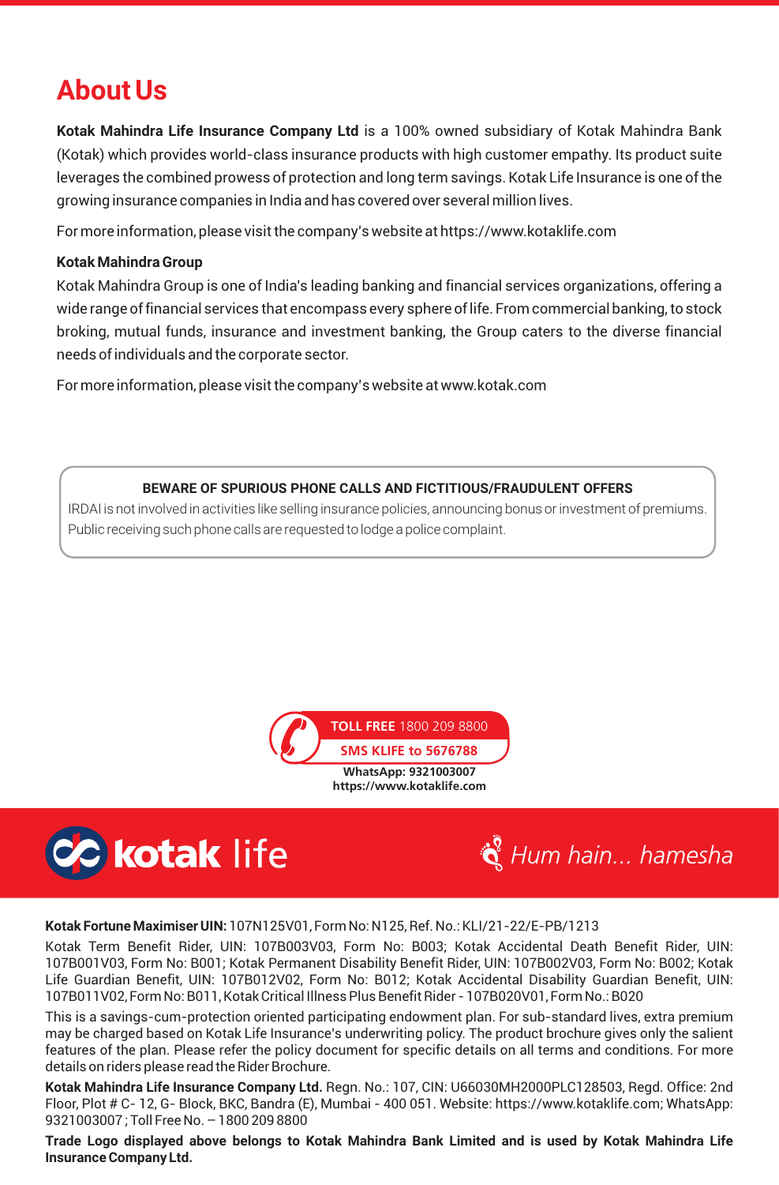# About Us

**Kotak Mahindra Life Insurance Company Ltd** is a 100% owned subsidiary of Kotak Mahindra Bank (Kotak) which provides world-class insurance products with high customer empathy. Its product suite leverages the combined prowess of protection and long term savings. Kotak Life Insurance is one of the growing insurance companies in India and has covered over several million lives.

For more information, please visit the company's website at https://www.kotaklife.com

**Kotak Mahindra Group**

Kotak Mahindra Group is one of India's leading banking and financial services organizations, offering a wide range of financial services that encompass every sphere of life. From commercial banking, to stock broking, mutual funds, insurance and investment banking, the Group caters to the diverse financial needs of individuals and the corporate sector.

For more information, please visit the company's website at www.kotak.com

**BEWARE OF SPURIOUS PHONE CALLS AND FICTITIOUS/FRAUDULENT OFFERS**

IRDAI is not involved in activities like selling insurance policies, announcing bonus or investment of premiums. Public receiving such phone calls are requested to lodge a police complaint.

**TOLL FREE** 1800 209 8800

**SMS KLIFE to 5676788**

**WhatsApp: 9321003007**

**https://www.kotaklife.com**

kotak life

*Hum hain... hamesha*

**Kotak Fortune Maximiser UIN:** 107N125V01, Form No: N125, Ref. No.: KLI/21-22/E-PB/1213

Kotak Term Benefit Rider, UIN: 107B003V03, Form No: B003; Kotak Accidental Death Benefit Rider, UIN: 107B001V03, Form No: B001; Kotak Permanent Disability Benefit Rider, UIN: 107B002V03, Form No: B002; Kotak Life Guardian Benefit, UIN: 107B012V02, Form No: B012; Kotak Accidental Disability Guardian Benefit, UIN: 107B011V02, Form No: B011, Kotak Critical Illness Plus Benefit Rider - 107B020V01, Form No.: B020

This is a savings-cum-protection oriented participating endowment plan. For sub-standard lives, extra premium may be charged based on Kotak Life Insurance's underwriting policy. The product brochure gives only the salient features of the plan. Please refer the policy document for specific details on all terms and conditions. For more details on riders please read the Rider Brochure.

**Kotak Mahindra Life Insurance Company Ltd.** Regn. No.: 107, CIN: U66030MH2000PLC128503, Regd. Office: 2nd Floor, Plot # C- 12, G- Block, BKC, Bandra (E), Mumbai - 400 051. Website: https://www.kotaklife.com; WhatsApp: 9321003007 ; Toll Free No. – 1800 209 8800

**Trade Logo displayed above belongs to Kotak Mahindra Bank Limited and is used by Kotak Mahindra Life Insurance Company Ltd.**